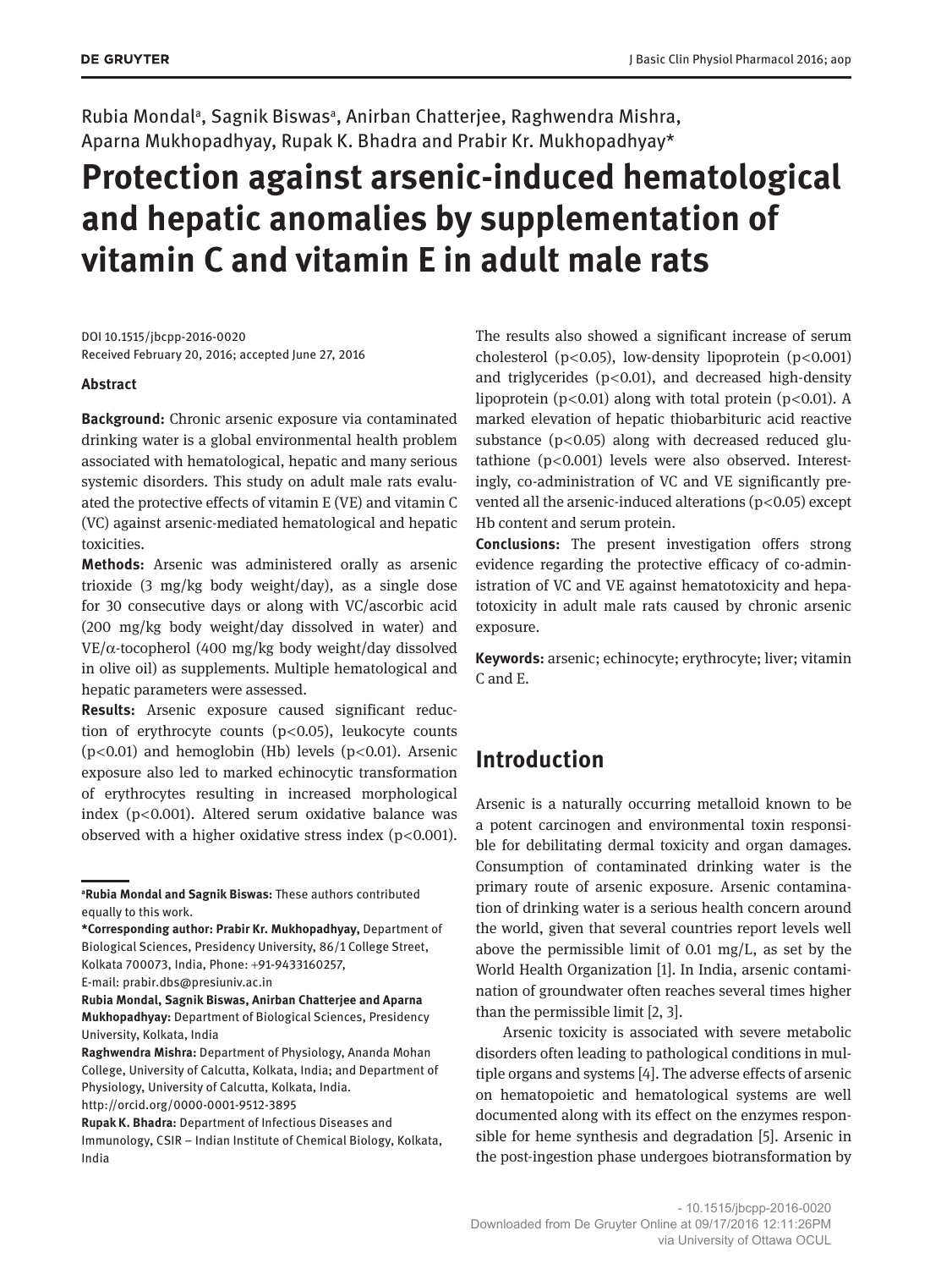Rubia Mondal[a], Sagnik Biswas[a], Anirban Chatterjee, Raghwendra Mishra, Aparna Mukhopadhyay, Rupak K. Bhadra and Prabir Kr. Mukhopadhyay*

# Protection against arsenic-induced hematological and hepatic anomalies by supplementation of vitamin C and vitamin E in adult male rats

DOI 10.1515/jbcpp-2016-0020
Received February 20, 2016; accepted June 27, 2016

### Abstract

**Background:** Chronic arsenic exposure via contaminated drinking water is a global environmental health problem associated with hematological, hepatic and many serious systemic disorders. This study on adult male rats evaluated the protective effects of vitamin E (VE) and vitamin C (VC) against arsenic-mediated hematological and hepatic toxicities.

**Methods:** Arsenic was administered orally as arsenic trioxide (3 mg/kg body weight/day), as a single dose for 30 consecutive days or along with VC/ascorbic acid (200 mg/kg body weight/day dissolved in water) and VE/α-tocopherol (400 mg/kg body weight/day dissolved in olive oil) as supplements. Multiple hematological and hepatic parameters were assessed.

**Results:** Arsenic exposure caused significant reduction of erythrocyte counts ($p<0.05$), leukocyte counts ($p<0.01$) and hemoglobin (Hb) levels ($p<0.01$). Arsenic exposure also led to marked echinocytic transformation of erythrocytes resulting in increased morphological index ($p<0.001$). Altered serum oxidative balance was observed with a higher oxidative stress index ($p<0.001$). The results also showed a significant increase of serum cholesterol ($p<0.05$), low-density lipoprotein ($p<0.001$) and triglycerides ($p<0.01$), and decreased high-density lipoprotein ($p<0.01$) along with total protein ($p<0.01$). A marked elevation of hepatic thiobarbituric acid reactive substance ($p<0.05$) along with decreased reduced glutathione ($p<0.001$) levels were also observed. Interestingly, co-administration of VC and VE significantly prevented all the arsenic-induced alterations ($p<0.05$) except Hb content and serum protein.

**Conclusions:** The present investigation offers strong evidence regarding the protective efficacy of co-administration of VC and VE against hematotoxicity and hepatotoxicity in adult male rats caused by chronic arsenic exposure.

**Keywords:** arsenic; echinocyte; erythrocyte; liver; vitamin C and E.

---

[a]**Rubia Mondal and Sagnik Biswas:** These authors contributed equally to this work.

***Corresponding author: Prabir Kr. Mukhopadhyay,** Department of Biological Sciences, Presidency University, 86/1 College Street, Kolkata 700073, India, Phone: +91-9433160257, E-mail: prabir.dbs@presiuniv.ac.in

**Rubia Mondal, Sagnik Biswas, Anirban Chatterjee and Aparna Mukhopadhyay:** Department of Biological Sciences, Presidency University, Kolkata, India

**Raghwendra Mishra:** Department of Physiology, Ananda Mohan College, University of Calcutta, Kolkata, India; and Department of Physiology, University of Calcutta, Kolkata, India. http://orcid.org/0000-0001-9512-3895

**Rupak K. Bhadra:** Department of Infectious Diseases and Immunology, CSIR – Indian Institute of Chemical Biology, Kolkata, India

## Introduction

Arsenic is a naturally occurring metalloid known to be a potent carcinogen and environmental toxin responsible for debilitating dermal toxicity and organ damages. Consumption of contaminated drinking water is the primary route of arsenic exposure. Arsenic contamination of drinking water is a serious health concern around the world, given that several countries report levels well above the permissible limit of 0.01 mg/L, as set by the World Health Organization [1]. In India, arsenic contamination of groundwater often reaches several times higher than the permissible limit [2, 3].

Arsenic toxicity is associated with severe metabolic disorders often leading to pathological conditions in multiple organs and systems [4]. The adverse effects of arsenic on hematopoietic and hematological systems are well documented along with its effect on the enzymes responsible for heme synthesis and degradation [5]. Arsenic in the post-ingestion phase undergoes biotransformation by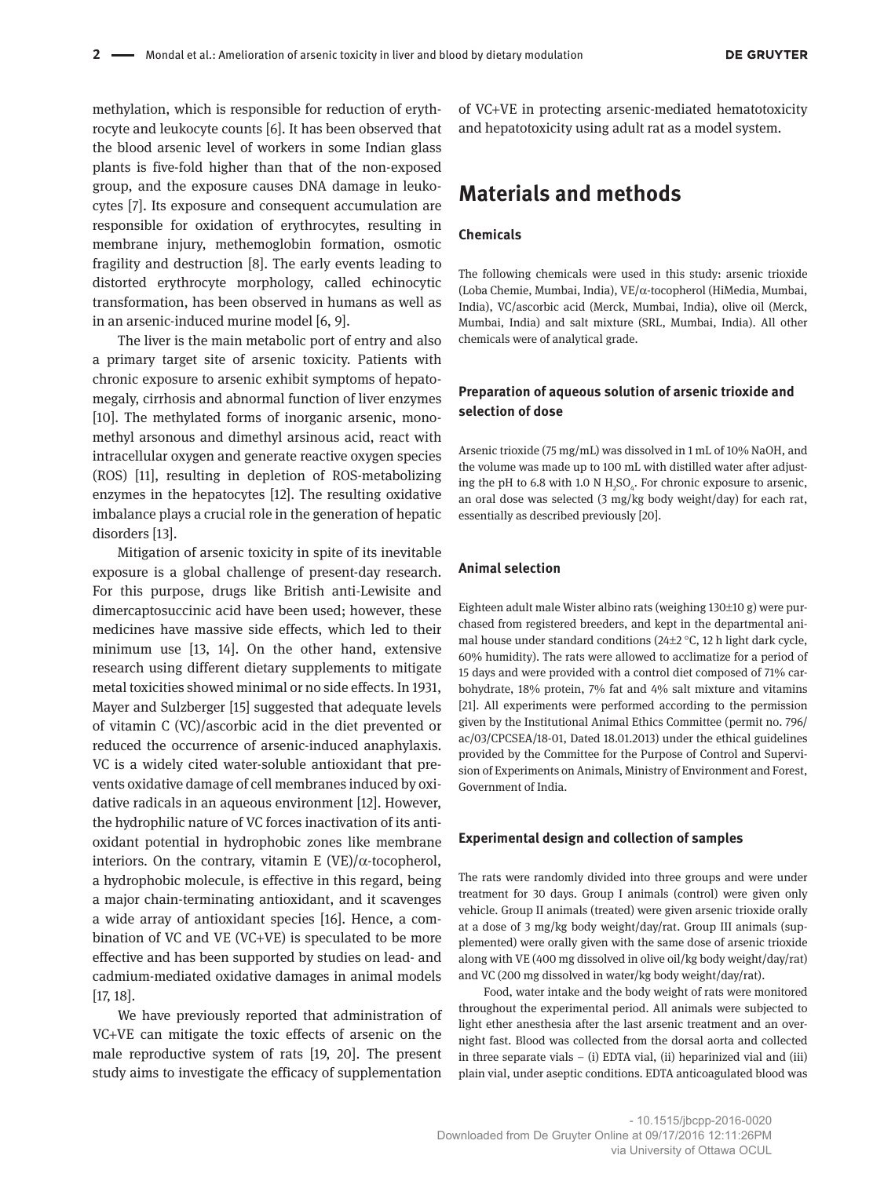methylation, which is responsible for reduction of erythrocyte and leukocyte counts [6]. It has been observed that the blood arsenic level of workers in some Indian glass plants is five-fold higher than that of the non-exposed group, and the exposure causes DNA damage in leukocytes [7]. Its exposure and consequent accumulation are responsible for oxidation of erythrocytes, resulting in membrane injury, methemoglobin formation, osmotic fragility and destruction [8]. The early events leading to distorted erythrocyte morphology, called echinocytic transformation, has been observed in humans as well as in an arsenic-induced murine model [6, 9].

The liver is the main metabolic port of entry and also a primary target site of arsenic toxicity. Patients with chronic exposure to arsenic exhibit symptoms of hepatomegaly, cirrhosis and abnormal function of liver enzymes [10]. The methylated forms of inorganic arsenic, monomethyl arsonous and dimethyl arsinous acid, react with intracellular oxygen and generate reactive oxygen species (ROS) [11], resulting in depletion of ROS-metabolizing enzymes in the hepatocytes [12]. The resulting oxidative imbalance plays a crucial role in the generation of hepatic disorders [13].

Mitigation of arsenic toxicity in spite of its inevitable exposure is a global challenge of present-day research. For this purpose, drugs like British anti-Lewisite and dimercaptosuccinic acid have been used; however, these medicines have massive side effects, which led to their minimum use [13, 14]. On the other hand, extensive research using different dietary supplements to mitigate metal toxicities showed minimal or no side effects. In 1931, Mayer and Sulzberger [15] suggested that adequate levels of vitamin C (VC)/ascorbic acid in the diet prevented or reduced the occurrence of arsenic-induced anaphylaxis. VC is a widely cited water-soluble antioxidant that prevents oxidative damage of cell membranes induced by oxidative radicals in an aqueous environment [12]. However, the hydrophilic nature of VC forces inactivation of its antioxidant potential in hydrophobic zones like membrane interiors. On the contrary, vitamin E (VE)/α-tocopherol, a hydrophobic molecule, is effective in this regard, being a major chain-terminating antioxidant, and it scavenges a wide array of antioxidant species [16]. Hence, a combination of VC and VE (VC+VE) is speculated to be more effective and has been supported by studies on lead- and cadmium-mediated oxidative damages in animal models [17, 18].

We have previously reported that administration of VC+VE can mitigate the toxic effects of arsenic on the male reproductive system of rats [19, 20]. The present study aims to investigate the efficacy of supplementation of VC+VE in protecting arsenic-mediated hematotoxicity and hepatotoxicity using adult rat as a model system.

## Materials and methods

### Chemicals

The following chemicals were used in this study: arsenic trioxide (Loba Chemie, Mumbai, India), VE/α-tocopherol (HiMedia, Mumbai, India), VC/ascorbic acid (Merck, Mumbai, India), olive oil (Merck, Mumbai, India) and salt mixture (SRL, Mumbai, India). All other chemicals were of analytical grade.

### Preparation of aqueous solution of arsenic trioxide and selection of dose

Arsenic trioxide (75 mg/mL) was dissolved in 1 mL of 10% NaOH, and the volume was made up to 100 mL with distilled water after adjusting the pH to 6.8 with 1.0 N $H_2SO_4$. For chronic exposure to arsenic, an oral dose was selected (3 mg/kg body weight/day) for each rat, essentially as described previously [20].

### Animal selection

Eighteen adult male Wister albino rats (weighing 130±10 g) were purchased from registered breeders, and kept in the departmental animal house under standard conditions (24±2 °C, 12 h light dark cycle, 60% humidity). The rats were allowed to acclimatize for a period of 15 days and were provided with a control diet composed of 71% carbohydrate, 18% protein, 7% fat and 4% salt mixture and vitamins [21]. All experiments were performed according to the permission given by the Institutional Animal Ethics Committee (permit no. 796/ac/03/CPCSEA/18-01, Dated 18.01.2013) under the ethical guidelines provided by the Committee for the Purpose of Control and Supervision of Experiments on Animals, Ministry of Environment and Forest, Government of India.

### Experimental design and collection of samples

The rats were randomly divided into three groups and were under treatment for 30 days. Group I animals (control) were given only vehicle. Group II animals (treated) were given arsenic trioxide orally at a dose of 3 mg/kg body weight/day/rat. Group III animals (supplemented) were orally given with the same dose of arsenic trioxide along with VE (400 mg dissolved in olive oil/kg body weight/day/rat) and VC (200 mg dissolved in water/kg body weight/day/rat).

Food, water intake and the body weight of rats were monitored throughout the experimental period. All animals were subjected to light ether anesthesia after the last arsenic treatment and an overnight fast. Blood was collected from the dorsal aorta and collected in three separate vials – (i) EDTA vial, (ii) heparinized vial and (iii) plain vial, under aseptic conditions. EDTA anticoagulated blood was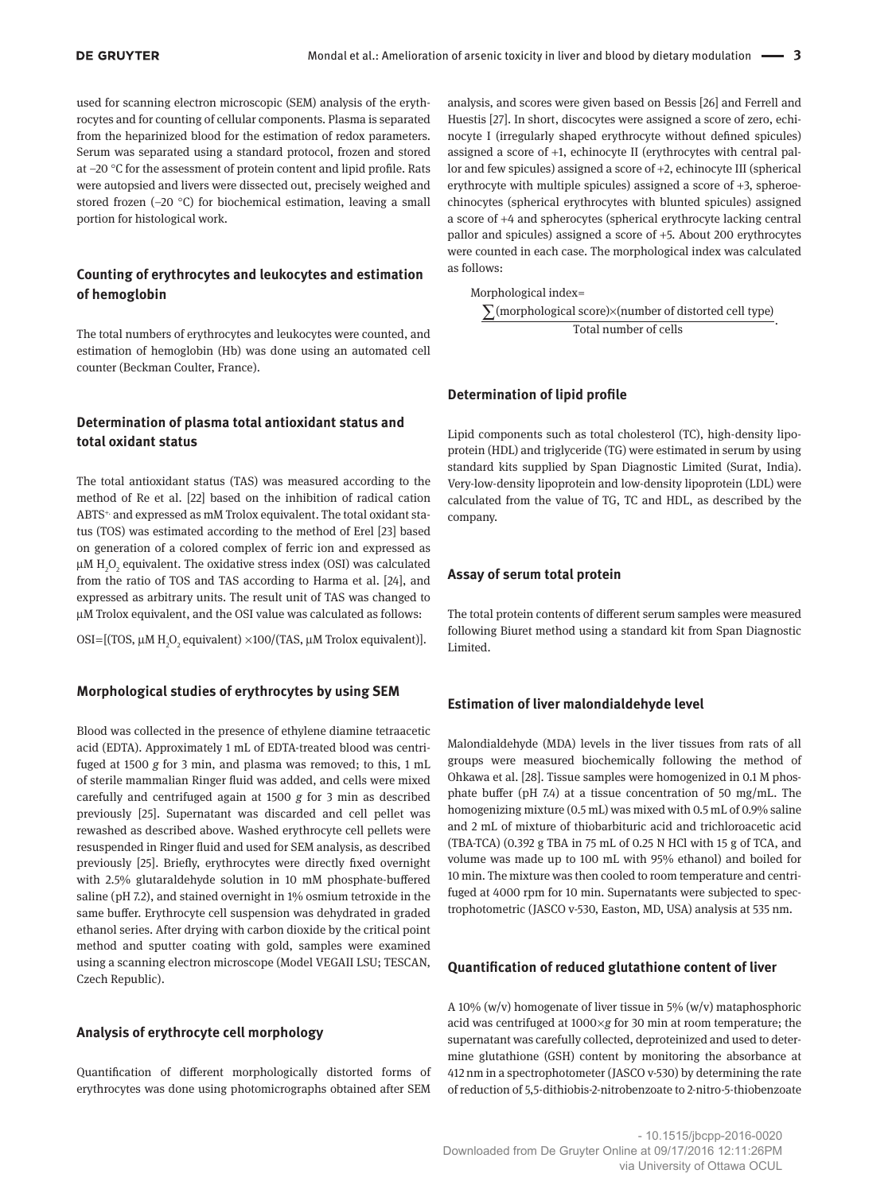used for scanning electron microscopic (SEM) analysis of the erythrocytes and for counting of cellular components. Plasma is separated from the heparinized blood for the estimation of redox parameters. Serum was separated using a standard protocol, frozen and stored at –20 °C for the assessment of protein content and lipid profile. Rats were autopsied and livers were dissected out, precisely weighed and stored frozen (–20 °C) for biochemical estimation, leaving a small portion for histological work.

## Counting of erythrocytes and leukocytes and estimation of hemoglobin

The total numbers of erythrocytes and leukocytes were counted, and estimation of hemoglobin (Hb) was done using an automated cell counter (Beckman Coulter, France).

## Determination of plasma total antioxidant status and total oxidant status

The total antioxidant status (TAS) was measured according to the method of Re et al. [22] based on the inhibition of radical cation $ABTS^{+}$ and expressed as mM Trolox equivalent. The total oxidant status (TOS) was estimated according to the method of Erel [23] based on generation of a colored complex of ferric ion and expressed as μM $H_2O_2$ equivalent. The oxidative stress index (OSI) was calculated from the ratio of TOS and TAS according to Harma et al. [24], and expressed as arbitrary units. The result unit of TAS was changed to μM Trolox equivalent, and the OSI value was calculated as follows:

$$\text{OSI}=[(\text{TOS, } \mu\text{M } H_2O_2 \text{ equivalent}) \times 100/(\text{TAS, } \mu\text{M Trolox equivalent})].$$

## Morphological studies of erythrocytes by using SEM

Blood was collected in the presence of ethylene diamine tetraacetic acid (EDTA). Approximately 1 mL of EDTA-treated blood was centrifuged at 1500 *g* for 3 min, and plasma was removed; to this, 1 mL of sterile mammalian Ringer fluid was added, and cells were mixed carefully and centrifuged again at 1500 *g* for 3 min as described previously [25]. Supernatant was discarded and cell pellet was rewashed as described above. Washed erythrocyte cell pellets were resuspended in Ringer fluid and used for SEM analysis, as described previously [25]. Briefly, erythrocytes were directly fixed overnight with 2.5% glutaraldehyde solution in 10 mM phosphate-buffered saline (pH 7.2), and stained overnight in 1% osmium tetroxide in the same buffer. Erythrocyte cell suspension was dehydrated in graded ethanol series. After drying with carbon dioxide by the critical point method and sputter coating with gold, samples were examined using a scanning electron microscope (Model VEGAII LSU; TESCAN, Czech Republic).

## Analysis of erythrocyte cell morphology

Quantification of different morphologically distorted forms of erythrocytes was done using photomicrographs obtained after SEM analysis, and scores were given based on Bessis [26] and Ferrell and Huestis [27]. In short, discocytes were assigned a score of zero, echinocyte I (irregularly shaped erythrocyte without defined spicules) assigned a score of +1, echinocyte II (erythrocytes with central pallor and few spicules) assigned a score of +2, echinocyte III (spherical erythrocyte with multiple spicules) assigned a score of +3, spheroechinocytes (spherical erythrocytes with blunted spicules) assigned a score of +4 and spherocytes (spherical erythrocyte lacking central pallor and spicules) assigned a score of +5. About 200 erythrocytes were counted in each case. The morphological index was calculated as follows:

$$\text{Morphological index}=\frac{\sum(\text{morphological score})\times(\text{number of distorted cell type})}{\text{Total number of cells}}.$$

## Determination of lipid profile

Lipid components such as total cholesterol (TC), high-density lipoprotein (HDL) and triglyceride (TG) were estimated in serum by using standard kits supplied by Span Diagnostic Limited (Surat, India). Very-low-density lipoprotein and low-density lipoprotein (LDL) were calculated from the value of TG, TC and HDL, as described by the company.

## Assay of serum total protein

The total protein contents of different serum samples were measured following Biuret method using a standard kit from Span Diagnostic Limited.

## Estimation of liver malondialdehyde level

Malondialdehyde (MDA) levels in the liver tissues from rats of all groups were measured biochemically following the method of Ohkawa et al. [28]. Tissue samples were homogenized in 0.1 M phosphate buffer (pH 7.4) at a tissue concentration of 50 mg/mL. The homogenizing mixture (0.5 mL) was mixed with 0.5 mL of 0.9% saline and 2 mL of mixture of thiobarbituric acid and trichloroacetic acid (TBA-TCA) (0.392 g TBA in 75 mL of 0.25 N HCl with 15 g of TCA, and volume was made up to 100 mL with 95% ethanol) and boiled for 10 min. The mixture was then cooled to room temperature and centrifuged at 4000 rpm for 10 min. Supernatants were subjected to spectrophotometric (JASCO v-530, Easton, MD, USA) analysis at 535 nm.

## Quantification of reduced glutathione content of liver

A 10% (w/v) homogenate of liver tissue in 5% (w/v) mataphosphoric acid was centrifuged at 1000×*g* for 30 min at room temperature; the supernatant was carefully collected, deproteinized and used to determine glutathione (GSH) content by monitoring the absorbance at 412 nm in a spectrophotometer (JASCO v-530) by determining the rate of reduction of 5,5-dithiobis-2-nitrobenzoate to 2-nitro-5-thiobenzoate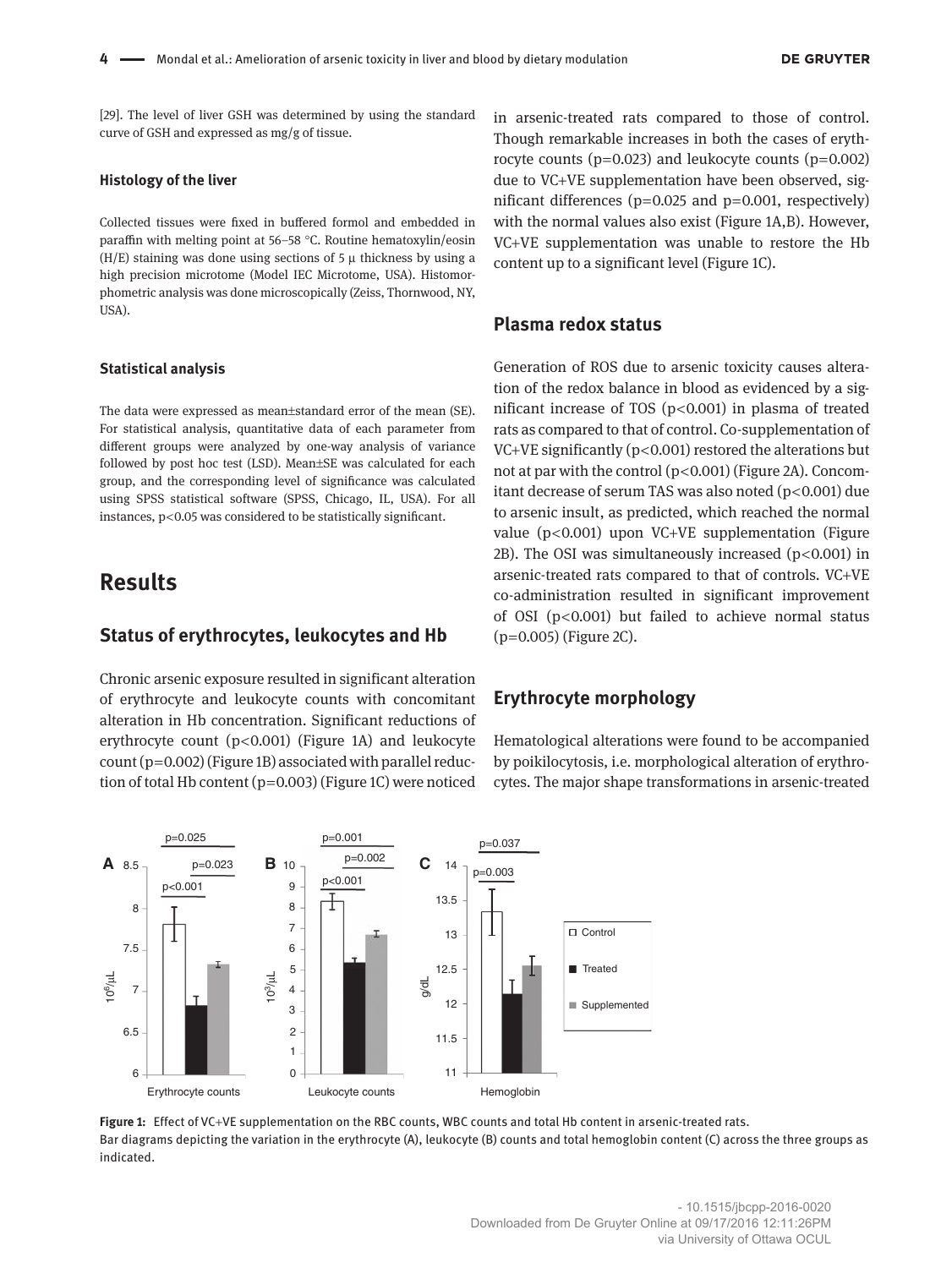[29]. The level of liver GSH was determined by using the standard curve of GSH and expressed as mg/g of tissue.

### Histology of the liver

Collected tissues were fixed in buffered formol and embedded in paraffin with melting point at 56–58 °C. Routine hematoxylin/eosin (H/E) staining was done using sections of 5 μ thickness by using a high precision microtome (Model IEC Microtome, USA). Histomorphometric analysis was done microscopically (Zeiss, Thornwood, NY, USA).

### Statistical analysis

The data were expressed as mean±standard error of the mean (SE). For statistical analysis, quantitative data of each parameter from different groups were analyzed by one-way analysis of variance followed by post hoc test (LSD). Mean±SE was calculated for each group, and the corresponding level of significance was calculated using SPSS statistical software (SPSS, Chicago, IL, USA). For all instances, $p<0.05$ was considered to be statistically significant.

# Results

## Status of erythrocytes, leukocytes and Hb

Chronic arsenic exposure resulted in significant alteration of erythrocyte and leukocyte counts with concomitant alteration in Hb concentration. Significant reductions of erythrocyte count ($p<0.001$) (Figure 1A) and leukocyte count ($p=0.002$) (Figure 1B) associated with parallel reduction of total Hb content ($p=0.003$) (Figure 1C) were noticed in arsenic-treated rats compared to those of control. Though remarkable increases in both the cases of erythrocyte counts ($p=0.023$) and leukocyte counts ($p=0.002$) due to VC+VE supplementation have been observed, significant differences ($p=0.025$ and $p=0.001$, respectively) with the normal values also exist (Figure 1A,B). However, VC+VE supplementation was unable to restore the Hb content up to a significant level (Figure 1C).

## Plasma redox status

Generation of ROS due to arsenic toxicity causes alteration of the redox balance in blood as evidenced by a significant increase of TOS ($p<0.001$) in plasma of treated rats as compared to that of control. Co-supplementation of VC+VE significantly ($p<0.001$) restored the alterations but not at par with the control ($p<0.001$) (Figure 2A). Concomitant decrease of serum TAS was also noted ($p<0.001$) due to arsenic insult, as predicted, which reached the normal value ($p<0.001$) upon VC+VE supplementation (Figure 2B). The OSI was simultaneously increased ($p<0.001$) in arsenic-treated rats compared to that of controls. VC+VE co-administration resulted in significant improvement of OSI ($p<0.001$) but failed to achieve normal status ($p=0.005$) (Figure 2C).

## Erythrocyte morphology

Hematological alterations were found to be accompanied by poikilocytosis, i.e. morphological alteration of erythrocytes. The major shape transformations in arsenic-treated

**Figure 1:** Effect of VC+VE supplementation on the RBC counts, WBC counts and total Hb content in arsenic-treated rats.
Bar diagrams depicting the variation in the erythrocyte (A), leukocyte (B) counts and total hemoglobin content (C) across the three groups as indicated.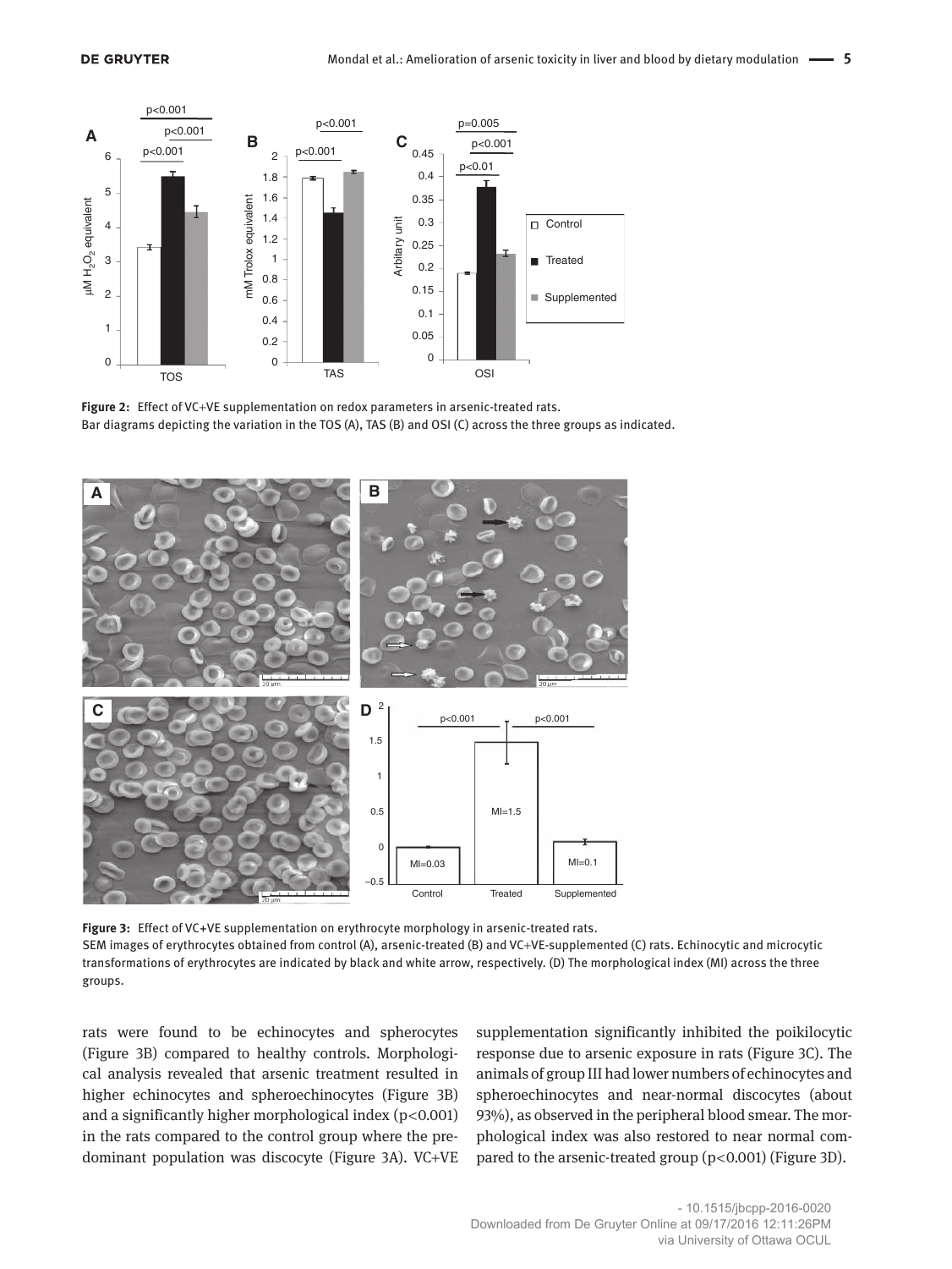**Figure 2:** Effect of VC+VE supplementation on redox parameters in arsenic-treated rats.
Bar diagrams depicting the variation in the TOS (A), TAS (B) and OSI (C) across the three groups as indicated.

**Figure 3:** Effect of VC+VE supplementation on erythrocyte morphology in arsenic-treated rats.
SEM images of erythrocytes obtained from control (A), arsenic-treated (B) and VC+VE-supplemented (C) rats. Echinocytic and microcytic transformations of erythrocytes are indicated by black and white arrow, respectively. (D) The morphological index (MI) across the three groups.

rats were found to be echinocytes and spherocytes (Figure 3B) compared to healthy controls. Morphological analysis revealed that arsenic treatment resulted in higher echinocytes and spheroechinocytes (Figure 3B) and a significantly higher morphological index ($p<0.001$) in the rats compared to the control group where the predominant population was discocyte (Figure 3A). VC+VE supplementation significantly inhibited the poikilocytic response due to arsenic exposure in rats (Figure 3C). The animals of group III had lower numbers of echinocytes and spheroechinocytes and near-normal discocytes (about 93%), as observed in the peripheral blood smear. The morphological index was also restored to near normal compared to the arsenic-treated group ($p<0.001$) (Figure 3D).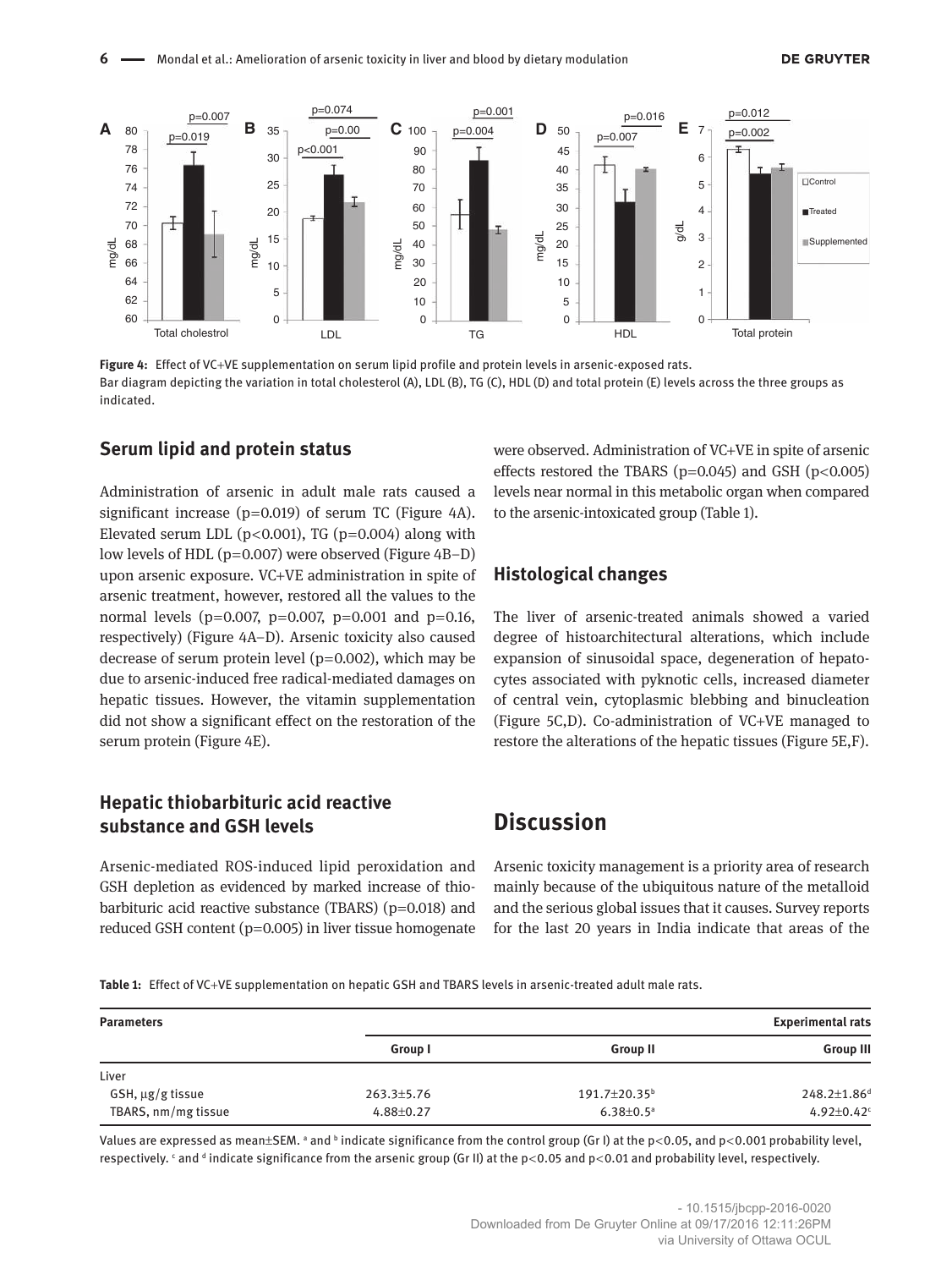**Figure 4:** Effect of VC+VE supplementation on serum lipid profile and protein levels in arsenic-exposed rats.
Bar diagram depicting the variation in total cholesterol (A), LDL (B), TG (C), HDL (D) and total protein (E) levels across the three groups as indicated.

## Serum lipid and protein status

Administration of arsenic in adult male rats caused a significant increase ($p=0.019$) of serum TC (Figure 4A). Elevated serum LDL ($p<0.001$), TG ($p=0.004$) along with low levels of HDL ($p=0.007$) were observed (Figure 4B–D) upon arsenic exposure. VC+VE administration in spite of arsenic treatment, however, restored all the values to the normal levels ($p=0.007$, $p=0.007$, $p=0.001$ and $p=0.16$, respectively) (Figure 4A–D). Arsenic toxicity also caused decrease of serum protein level ($p=0.002$), which may be due to arsenic-induced free radical-mediated damages on hepatic tissues. However, the vitamin supplementation did not show a significant effect on the restoration of the serum protein (Figure 4E).

## Hepatic thiobarbituric acid reactive substance and GSH levels

Arsenic-mediated ROS-induced lipid peroxidation and GSH depletion as evidenced by marked increase of thiobarbituric acid reactive substance (TBARS) ($p=0.018$) and reduced GSH content ($p=0.005$) in liver tissue homogenate were observed. Administration of VC+VE in spite of arsenic effects restored the TBARS ($p=0.045$) and GSH ($p<0.005$) levels near normal in this metabolic organ when compared to the arsenic-intoxicated group (Table 1).

## Histological changes

The liver of arsenic-treated animals showed a varied degree of histoarchitectural alterations, which include expansion of sinusoidal space, degeneration of hepatocytes associated with pyknotic cells, increased diameter of central vein, cytoplasmic blebbing and binucleation (Figure 5C,D). Co-administration of VC+VE managed to restore the alterations of the hepatic tissues (Figure 5E,F).

# Discussion

Arsenic toxicity management is a priority area of research mainly because of the ubiquitous nature of the metalloid and the serious global issues that it causes. Survey reports for the last 20 years in India indicate that areas of the

**Table 1:** Effect of VC+VE supplementation on hepatic GSH and TBARS levels in arsenic-treated adult male rats.

| Parameters | Experimental rats | | |
|---|---|---|---|
| | Group I | Group II | Group III |
| Liver | | | |
| GSH, μg/g tissue | 263.3±5.76 | 191.7±20.35[b] | 248.2±1.86[d] |
| TBARS, nm/mg tissue | 4.88±0.27 | 6.38±0.5[a] | 4.92±0.42[c] |

Values are expressed as mean±SEM. [a] and [b] indicate significance from the control group (Gr I) at the $p<0.05$, and $p<0.001$ probability level, respectively. [c] and [d] indicate significance from the arsenic group (Gr II) at the $p<0.05$ and $p<0.01$ and probability level, respectively.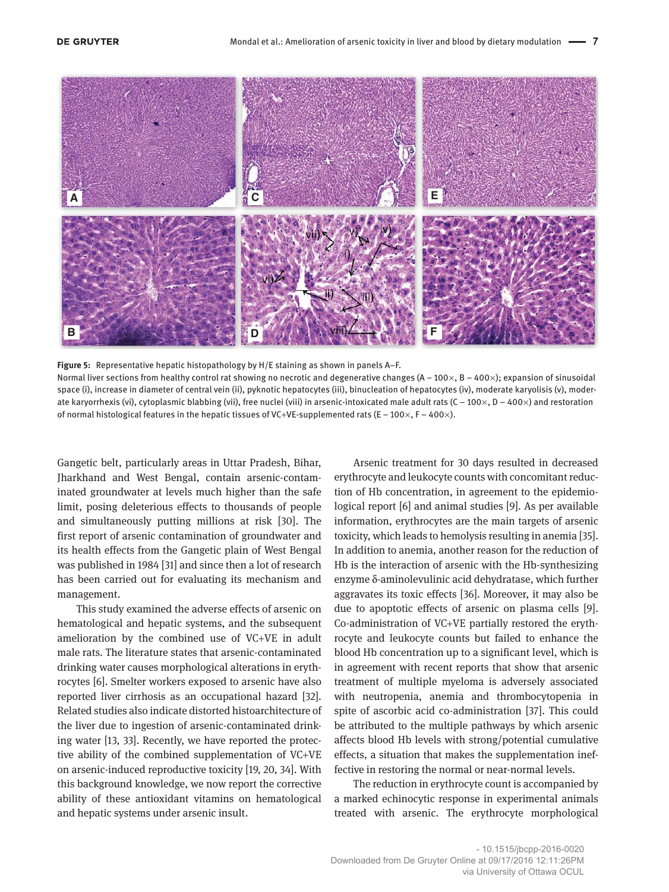**Figure 5:** Representative hepatic histopathology by H/E staining as shown in panels A–F.
Normal liver sections from healthy control rat showing no necrotic and degenerative changes (A – 100×, B – 400×); expansion of sinusoidal space (i), increase in diameter of central vein (ii), pyknotic hepatocytes (iii), binucleation of hepatocytes (iv), moderate karyolisis (v), moderate karyorrhexis (vi), cytoplasmic blabbing (vii), free nuclei (viii) in arsenic-intoxicated male adult rats (C – 100×, D – 400×) and restoration of normal histological features in the hepatic tissues of VC+VE-supplemented rats (E – 100×, F – 400×).

Gangetic belt, particularly areas in Uttar Pradesh, Bihar, Jharkhand and West Bengal, contain arsenic-contaminated groundwater at levels much higher than the safe limit, posing deleterious effects to thousands of people and simultaneously putting millions at risk [30]. The first report of arsenic contamination of groundwater and its health effects from the Gangetic plain of West Bengal was published in 1984 [31] and since then a lot of research has been carried out for evaluating its mechanism and management.

This study examined the adverse effects of arsenic on hematological and hepatic systems, and the subsequent amelioration by the combined use of VC+VE in adult male rats. The literature states that arsenic-contaminated drinking water causes morphological alterations in erythrocytes [6]. Smelter workers exposed to arsenic have also reported liver cirrhosis as an occupational hazard [32]. Related studies also indicate distorted histoarchitecture of the liver due to ingestion of arsenic-contaminated drinking water [13, 33]. Recently, we have reported the protective ability of the combined supplementation of VC+VE on arsenic-induced reproductive toxicity [19, 20, 34]. With this background knowledge, we now report the corrective ability of these antioxidant vitamins on hematological and hepatic systems under arsenic insult.

Arsenic treatment for 30 days resulted in decreased erythrocyte and leukocyte counts with concomitant reduction of Hb concentration, in agreement to the epidemiological report [6] and animal studies [9]. As per available information, erythrocytes are the main targets of arsenic toxicity, which leads to hemolysis resulting in anemia [35]. In addition to anemia, another reason for the reduction of Hb is the interaction of arsenic with the Hb-synthesizing enzyme δ-aminolevulinic acid dehydratase, which further aggravates its toxic effects [36]. Moreover, it may also be due to apoptotic effects of arsenic on plasma cells [9]. Co-administration of VC+VE partially restored the erythrocyte and leukocyte counts but failed to enhance the blood Hb concentration up to a significant level, which is in agreement with recent reports that show that arsenic treatment of multiple myeloma is adversely associated with neutropenia, anemia and thrombocytopenia in spite of ascorbic acid co-administration [37]. This could be attributed to the multiple pathways by which arsenic affects blood Hb levels with strong/potential cumulative effects, a situation that makes the supplementation ineffective in restoring the normal or near-normal levels.

The reduction in erythrocyte count is accompanied by a marked echinocytic response in experimental animals treated with arsenic. The erythrocyte morphological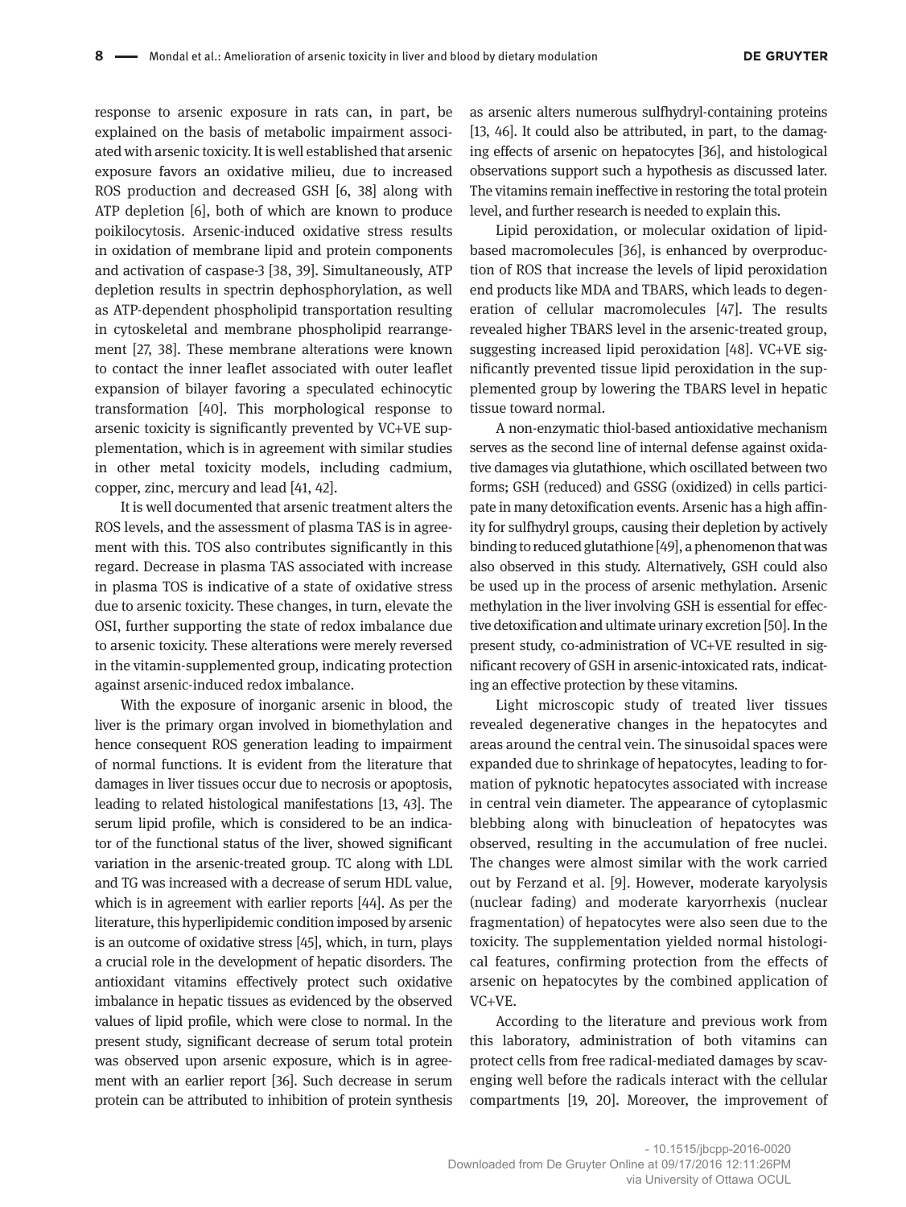response to arsenic exposure in rats can, in part, be explained on the basis of metabolic impairment associated with arsenic toxicity. It is well established that arsenic exposure favors an oxidative milieu, due to increased ROS production and decreased GSH [6, 38] along with ATP depletion [6], both of which are known to produce poikilocytosis. Arsenic-induced oxidative stress results in oxidation of membrane lipid and protein components and activation of caspase-3 [38, 39]. Simultaneously, ATP depletion results in spectrin dephosphorylation, as well as ATP-dependent phospholipid transportation resulting in cytoskeletal and membrane phospholipid rearrangement [27, 38]. These membrane alterations were known to contact the inner leaflet associated with outer leaflet expansion of bilayer favoring a speculated echinocytic transformation [40]. This morphological response to arsenic toxicity is significantly prevented by VC+VE supplementation, which is in agreement with similar studies in other metal toxicity models, including cadmium, copper, zinc, mercury and lead [41, 42].

It is well documented that arsenic treatment alters the ROS levels, and the assessment of plasma TAS is in agreement with this. TOS also contributes significantly in this regard. Decrease in plasma TAS associated with increase in plasma TOS is indicative of a state of oxidative stress due to arsenic toxicity. These changes, in turn, elevate the OSI, further supporting the state of redox imbalance due to arsenic toxicity. These alterations were merely reversed in the vitamin-supplemented group, indicating protection against arsenic-induced redox imbalance.

With the exposure of inorganic arsenic in blood, the liver is the primary organ involved in biomethylation and hence consequent ROS generation leading to impairment of normal functions. It is evident from the literature that damages in liver tissues occur due to necrosis or apoptosis, leading to related histological manifestations [13, 43]. The serum lipid profile, which is considered to be an indicator of the functional status of the liver, showed significant variation in the arsenic-treated group. TC along with LDL and TG was increased with a decrease of serum HDL value, which is in agreement with earlier reports [44]. As per the literature, this hyperlipidemic condition imposed by arsenic is an outcome of oxidative stress [45], which, in turn, plays a crucial role in the development of hepatic disorders. The antioxidant vitamins effectively protect such oxidative imbalance in hepatic tissues as evidenced by the observed values of lipid profile, which were close to normal. In the present study, significant decrease of serum total protein was observed upon arsenic exposure, which is in agreement with an earlier report [36]. Such decrease in serum protein can be attributed to inhibition of protein synthesis as arsenic alters numerous sulfhydryl-containing proteins [13, 46]. It could also be attributed, in part, to the damaging effects of arsenic on hepatocytes [36], and histological observations support such a hypothesis as discussed later. The vitamins remain ineffective in restoring the total protein level, and further research is needed to explain this.

Lipid peroxidation, or molecular oxidation of lipid-based macromolecules [36], is enhanced by overproduction of ROS that increase the levels of lipid peroxidation end products like MDA and TBARS, which leads to degeneration of cellular macromolecules [47]. The results revealed higher TBARS level in the arsenic-treated group, suggesting increased lipid peroxidation [48]. VC+VE significantly prevented tissue lipid peroxidation in the supplemented group by lowering the TBARS level in hepatic tissue toward normal.

A non-enzymatic thiol-based antioxidative mechanism serves as the second line of internal defense against oxidative damages via glutathione, which oscillated between two forms; GSH (reduced) and GSSG (oxidized) in cells participate in many detoxification events. Arsenic has a high affinity for sulfhydryl groups, causing their depletion by actively binding to reduced glutathione [49], a phenomenon that was also observed in this study. Alternatively, GSH could also be used up in the process of arsenic methylation. Arsenic methylation in the liver involving GSH is essential for effective detoxification and ultimate urinary excretion [50]. In the present study, co-administration of VC+VE resulted in significant recovery of GSH in arsenic-intoxicated rats, indicating an effective protection by these vitamins.

Light microscopic study of treated liver tissues revealed degenerative changes in the hepatocytes and areas around the central vein. The sinusoidal spaces were expanded due to shrinkage of hepatocytes, leading to formation of pyknotic hepatocytes associated with increase in central vein diameter. The appearance of cytoplasmic blebbing along with binucleation of hepatocytes was observed, resulting in the accumulation of free nuclei. The changes were almost similar with the work carried out by Ferzand et al. [9]. However, moderate karyolysis (nuclear fading) and moderate karyorrhexis (nuclear fragmentation) of hepatocytes were also seen due to the toxicity. The supplementation yielded normal histological features, confirming protection from the effects of arsenic on hepatocytes by the combined application of VC+VE.

According to the literature and previous work from this laboratory, administration of both vitamins can protect cells from free radical-mediated damages by scavenging well before the radicals interact with the cellular compartments [19, 20]. Moreover, the improvement of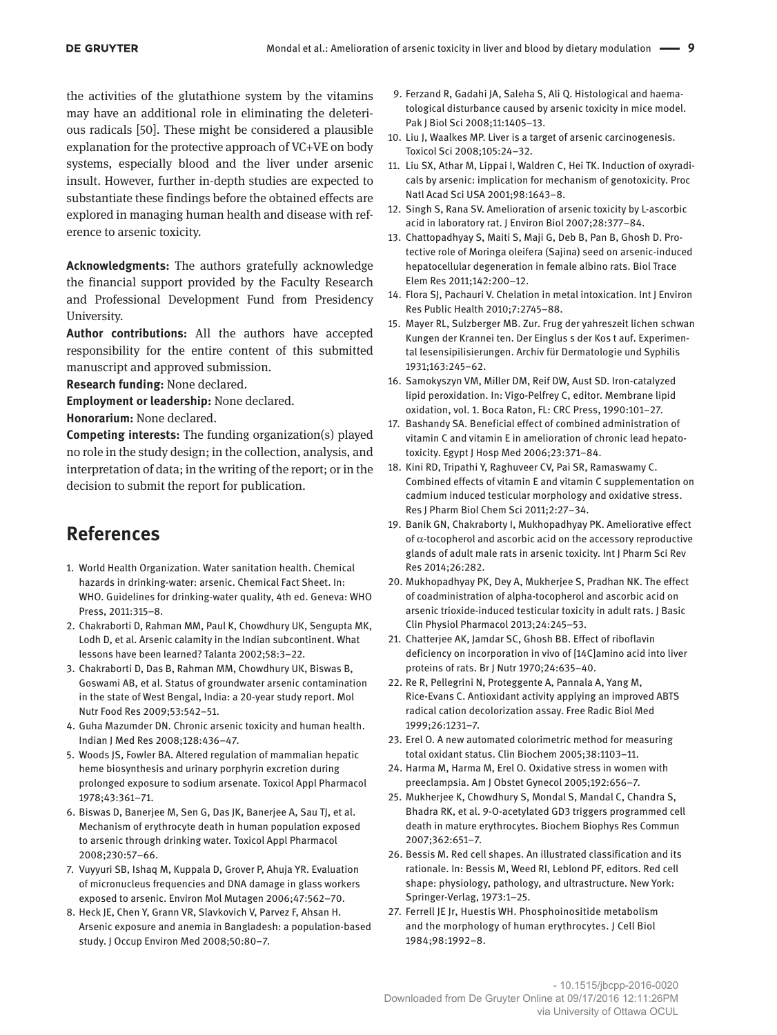the activities of the glutathione system by the vitamins may have an additional role in eliminating the deleterious radicals [50]. These might be considered a plausible explanation for the protective approach of VC+VE on body systems, especially blood and the liver under arsenic insult. However, further in-depth studies are expected to substantiate these findings before the obtained effects are explored in managing human health and disease with reference to arsenic toxicity.

**Acknowledgments:** The authors gratefully acknowledge the financial support provided by the Faculty Research and Professional Development Fund from Presidency University.

**Author contributions:** All the authors have accepted responsibility for the entire content of this submitted manuscript and approved submission.

**Research funding:** None declared.

**Employment or leadership:** None declared.

**Honorarium:** None declared.

**Competing interests:** The funding organization(s) played no role in the study design; in the collection, analysis, and interpretation of data; in the writing of the report; or in the decision to submit the report for publication.

## References

1. World Health Organization. Water sanitation health. Chemical hazards in drinking-water: arsenic. Chemical Fact Sheet. In: WHO. Guidelines for drinking-water quality, 4th ed. Geneva: WHO Press, 2011:315–8.
2. Chakraborti D, Rahman MM, Paul K, Chowdhury UK, Sengupta MK, Lodh D, et al. Arsenic calamity in the Indian subcontinent. What lessons have been learned? Talanta 2002;58:3–22.
3. Chakraborti D, Das B, Rahman MM, Chowdhury UK, Biswas B, Goswami AB, et al. Status of groundwater arsenic contamination in the state of West Bengal, India: a 20-year study report. Mol Nutr Food Res 2009;53:542–51.
4. Guha Mazumder DN. Chronic arsenic toxicity and human health. Indian J Med Res 2008;128:436–47.
5. Woods JS, Fowler BA. Altered regulation of mammalian hepatic heme biosynthesis and urinary porphyrin excretion during prolonged exposure to sodium arsenate. Toxicol Appl Pharmacol 1978;43:361–71.
6. Biswas D, Banerjee M, Sen G, Das JK, Banerjee A, Sau TJ, et al. Mechanism of erythrocyte death in human population exposed to arsenic through drinking water. Toxicol Appl Pharmacol 2008;230:57–66.
7. Vuyyuri SB, Ishaq M, Kuppala D, Grover P, Ahuja YR. Evaluation of micronucleus frequencies and DNA damage in glass workers exposed to arsenic. Environ Mol Mutagen 2006;47:562–70.
8. Heck JE, Chen Y, Grann VR, Slavkovich V, Parvez F, Ahsan H. Arsenic exposure and anemia in Bangladesh: a population-based study. J Occup Environ Med 2008;50:80–7.
9. Ferzand R, Gadahi JA, Saleha S, Ali Q. Histological and haematological disturbance caused by arsenic toxicity in mice model. Pak J Biol Sci 2008;11:1405–13.
10. Liu J, Waalkes MP. Liver is a target of arsenic carcinogenesis. Toxicol Sci 2008;105:24–32.
11. Liu SX, Athar M, Lippai I, Waldren C, Hei TK. Induction of oxyradicals by arsenic: implication for mechanism of genotoxicity. Proc Natl Acad Sci USA 2001;98:1643–8.
12. Singh S, Rana SV. Amelioration of arsenic toxicity by L-ascorbic acid in laboratory rat. J Environ Biol 2007;28:377–84.
13. Chattopadhyay S, Maiti S, Maji G, Deb B, Pan B, Ghosh D. Protective role of Moringa oleifera (Sajina) seed on arsenic-induced hepatocellular degeneration in female albino rats. Biol Trace Elem Res 2011;142:200–12.
14. Flora SJ, Pachauri V. Chelation in metal intoxication. Int J Environ Res Public Health 2010;7:2745–88.
15. Mayer RL, Sulzberger MB. Zur. Frug der yahreszeit lichen schwan Kungen der Krannei ten. Der Einglus s der Kos t auf. Experimental lesensipilisierungen. Archiv für Dermatologie und Syphilis 1931;163:245–62.
16. Samokyszyn VM, Miller DM, Reif DW, Aust SD. Iron-catalyzed lipid peroxidation. In: Vigo-Pelfrey C, editor. Membrane lipid oxidation, vol. 1. Boca Raton, FL: CRC Press, 1990:101–27.
17. Bashandy SA. Beneficial effect of combined administration of vitamin C and vitamin E in amelioration of chronic lead hepatotoxicity. Egypt J Hosp Med 2006;23:371–84.
18. Kini RD, Tripathi Y, Raghuveer CV, Pai SR, Ramaswamy C. Combined effects of vitamin E and vitamin C supplementation on cadmium induced testicular morphology and oxidative stress. Res J Pharm Biol Chem Sci 2011;2:27–34.
19. Banik GN, Chakraborty I, Mukhopadhyay PK. Ameliorative effect of $\alpha$-tocopherol and ascorbic acid on the accessory reproductive glands of adult male rats in arsenic toxicity. Int J Pharm Sci Rev Res 2014;26:282.
20. Mukhopadhyay PK, Dey A, Mukherjee S, Pradhan NK. The effect of coadministration of alpha-tocopherol and ascorbic acid on arsenic trioxide-induced testicular toxicity in adult rats. J Basic Clin Physiol Pharmacol 2013;24:245–53.
21. Chatterjee AK, Jamdar SC, Ghosh BB. Effect of riboflavin deficiency on incorporation in vivo of [14C]amino acid into liver proteins of rats. Br J Nutr 1970;24:635–40.
22. Re R, Pellegrini N, Proteggente A, Pannala A, Yang M, Rice-Evans C. Antioxidant activity applying an improved ABTS radical cation decolorization assay. Free Radic Biol Med 1999;26:1231–7.
23. Erel O. A new automated colorimetric method for measuring total oxidant status. Clin Biochem 2005;38:1103–11.
24. Harma M, Harma M, Erel O. Oxidative stress in women with preeclampsia. Am J Obstet Gynecol 2005;192:656–7.
25. Mukherjee K, Chowdhury S, Mondal S, Mandal C, Chandra S, Bhadra RK, et al. 9-O-acetylated GD3 triggers programmed cell death in mature erythrocytes. Biochem Biophys Res Commun 2007;362:651–7.
26. Bessis M. Red cell shapes. An illustrated classification and its rationale. In: Bessis M, Weed RI, Leblond PF, editors. Red cell shape: physiology, pathology, and ultrastructure. New York: Springer-Verlag, 1973:1–25.
27. Ferrell JE Jr, Huestis WH. Phosphoinositide metabolism and the morphology of human erythrocytes. J Cell Biol 1984;98:1992–8.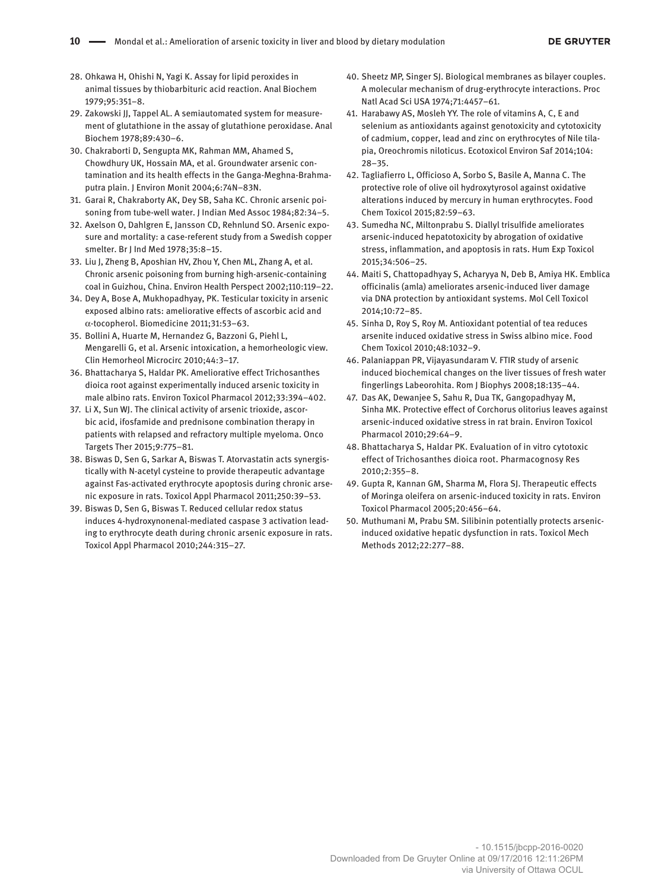28. Ohkawa H, Ohishi N, Yagi K. Assay for lipid peroxides in animal tissues by thiobarbituric acid reaction. Anal Biochem 1979;95:351–8.
29. Zakowski JJ, Tappel AL. A semiautomated system for measurement of glutathione in the assay of glutathione peroxidase. Anal Biochem 1978;89:430–6.
30. Chakraborti D, Sengupta MK, Rahman MM, Ahamed S, Chowdhury UK, Hossain MA, et al. Groundwater arsenic contamination and its health effects in the Ganga-Meghna-Brahmaputra plain. J Environ Monit 2004;6:74N–83N.
31. Garai R, Chakraborty AK, Dey SB, Saha KC. Chronic arsenic poisoning from tube-well water. J Indian Med Assoc 1984;82:34–5.
32. Axelson O, Dahlgren E, Jansson CD, Rehnlund SO. Arsenic exposure and mortality: a case-referent study from a Swedish copper smelter. Br J Ind Med 1978;35:8–15.
33. Liu J, Zheng B, Aposhian HV, Zhou Y, Chen ML, Zhang A, et al. Chronic arsenic poisoning from burning high-arsenic-containing coal in Guizhou, China. Environ Health Perspect 2002;110:119–22.
34. Dey A, Bose A, Mukhopadhyay, PK. Testicular toxicity in arsenic exposed albino rats: ameliorative effects of ascorbic acid and α-tocopherol. Biomedicine 2011;31:53–63.
35. Bollini A, Huarte M, Hernandez G, Bazzoni G, Piehl L, Mengarelli G, et al. Arsenic intoxication, a hemorheologic view. Clin Hemorheol Microcirc 2010;44:3–17.
36. Bhattacharya S, Haldar PK. Ameliorative effect Trichosanthes dioica root against experimentally induced arsenic toxicity in male albino rats. Environ Toxicol Pharmacol 2012;33:394–402.
37. Li X, Sun WJ. The clinical activity of arsenic trioxide, ascorbic acid, ifosfamide and prednisone combination therapy in patients with relapsed and refractory multiple myeloma. Onco Targets Ther 2015;9:775–81.
38. Biswas D, Sen G, Sarkar A, Biswas T. Atorvastatin acts synergistically with N-acetyl cysteine to provide therapeutic advantage against Fas-activated erythrocyte apoptosis during chronic arsenic exposure in rats. Toxicol Appl Pharmacol 2011;250:39–53.
39. Biswas D, Sen G, Biswas T. Reduced cellular redox status induces 4-hydroxynonenal-mediated caspase 3 activation leading to erythrocyte death during chronic arsenic exposure in rats. Toxicol Appl Pharmacol 2010;244:315–27.
40. Sheetz MP, Singer SJ. Biological membranes as bilayer couples. A molecular mechanism of drug-erythrocyte interactions. Proc Natl Acad Sci USA 1974;71:4457–61.
41. Harabawy AS, Mosleh YY. The role of vitamins A, C, E and selenium as antioxidants against genotoxicity and cytotoxicity of cadmium, copper, lead and zinc on erythrocytes of Nile tilapia, Oreochromis niloticus. Ecotoxicol Environ Saf 2014;104:28–35.
42. Tagliafierro L, Officioso A, Sorbo S, Basile A, Manna C. The protective role of olive oil hydroxytyrosol against oxidative alterations induced by mercury in human erythrocytes. Food Chem Toxicol 2015;82:59–63.
43. Sumedha NC, Miltonprabu S. Diallyl trisulfide ameliorates arsenic-induced hepatotoxicity by abrogation of oxidative stress, inflammation, and apoptosis in rats. Hum Exp Toxicol 2015;34:506–25.
44. Maiti S, Chattopadhyay S, Acharyya N, Deb B, Amiya HK. Emblica officinalis (amla) ameliorates arsenic-induced liver damage via DNA protection by antioxidant systems. Mol Cell Toxicol 2014;10:72–85.
45. Sinha D, Roy S, Roy M. Antioxidant potential of tea reduces arsenite induced oxidative stress in Swiss albino mice. Food Chem Toxicol 2010;48:1032–9.
46. Palaniappan PR, Vijayasundaram V. FTIR study of arsenic induced biochemical changes on the liver tissues of fresh water fingerlings Labeorohita. Rom J Biophys 2008;18:135–44.
47. Das AK, Dewanjee S, Sahu R, Dua TK, Gangopadhyay M, Sinha MK. Protective effect of Corchorus olitorius leaves against arsenic-induced oxidative stress in rat brain. Environ Toxicol Pharmacol 2010;29:64–9.
48. Bhattacharya S, Haldar PK. Evaluation of in vitro cytotoxic effect of Trichosanthes dioica root. Pharmacognosy Res 2010;2:355–8.
49. Gupta R, Kannan GM, Sharma M, Flora SJ. Therapeutic effects of Moringa oleifera on arsenic-induced toxicity in rats. Environ Toxicol Pharmacol 2005;20:456–64.
50. Muthumani M, Prabu SM. Silibinin potentially protects arsenic-induced oxidative hepatic dysfunction in rats. Toxicol Mech Methods 2012;22:277–88.